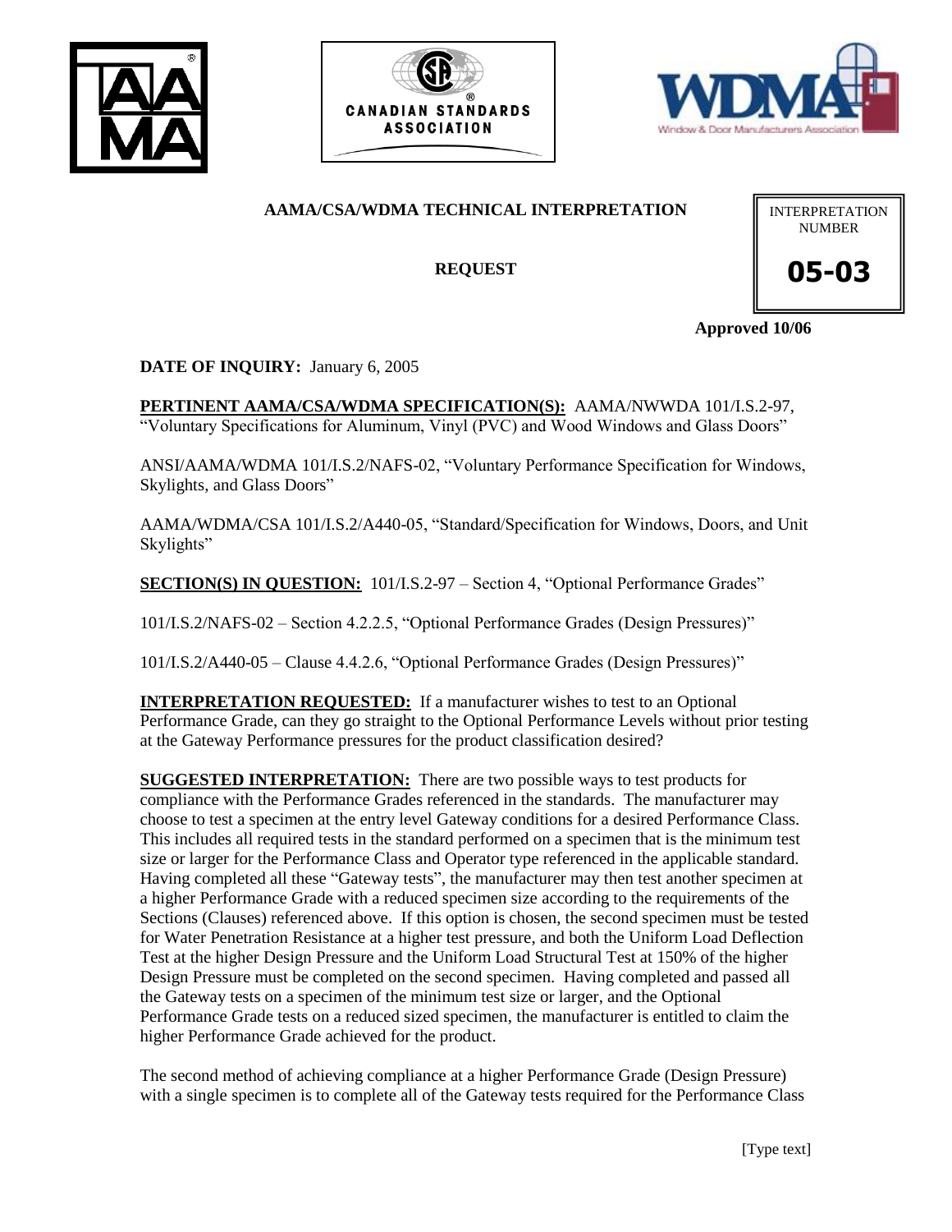# AAMA/CSA/WDMA TECHNICAL INTERPRETATION

## REQUEST

INTERPRETATION NUMBER

**05-03**

**Approved 10/06**

**DATE OF INQUIRY:** January 6, 2005

**PERTINENT AAMA/CSA/WDMA SPECIFICATION(S):** AAMA/NWWDA 101/I.S.2-97, "Voluntary Specifications for Aluminum, Vinyl (PVC) and Wood Windows and Glass Doors"

ANSI/AAMA/WDMA 101/I.S.2/NAFS-02, "Voluntary Performance Specification for Windows, Skylights, and Glass Doors"

AAMA/WDMA/CSA 101/I.S.2/A440-05, "Standard/Specification for Windows, Doors, and Unit Skylights"

**SECTION(S) IN QUESTION:** 101/I.S.2-97 – Section 4, "Optional Performance Grades"

101/I.S.2/NAFS-02 – Section 4.2.2.5, "Optional Performance Grades (Design Pressures)"

101/I.S.2/A440-05 – Clause 4.4.2.6, "Optional Performance Grades (Design Pressures)"

**INTERPRETATION REQUESTED:** If a manufacturer wishes to test to an Optional Performance Grade, can they go straight to the Optional Performance Levels without prior testing at the Gateway Performance pressures for the product classification desired?

**SUGGESTED INTERPRETATION:** There are two possible ways to test products for compliance with the Performance Grades referenced in the standards. The manufacturer may choose to test a specimen at the entry level Gateway conditions for a desired Performance Class. This includes all required tests in the standard performed on a specimen that is the minimum test size or larger for the Performance Class and Operator type referenced in the applicable standard. Having completed all these "Gateway tests", the manufacturer may then test another specimen at a higher Performance Grade with a reduced specimen size according to the requirements of the Sections (Clauses) referenced above. If this option is chosen, the second specimen must be tested for Water Penetration Resistance at a higher test pressure, and both the Uniform Load Deflection Test at the higher Design Pressure and the Uniform Load Structural Test at 150% of the higher Design Pressure must be completed on the second specimen. Having completed and passed all the Gateway tests on a specimen of the minimum test size or larger, and the Optional Performance Grade tests on a reduced sized specimen, the manufacturer is entitled to claim the higher Performance Grade achieved for the product.

The second method of achieving compliance at a higher Performance Grade (Design Pressure) with a single specimen is to complete all of the Gateway tests required for the Performance Class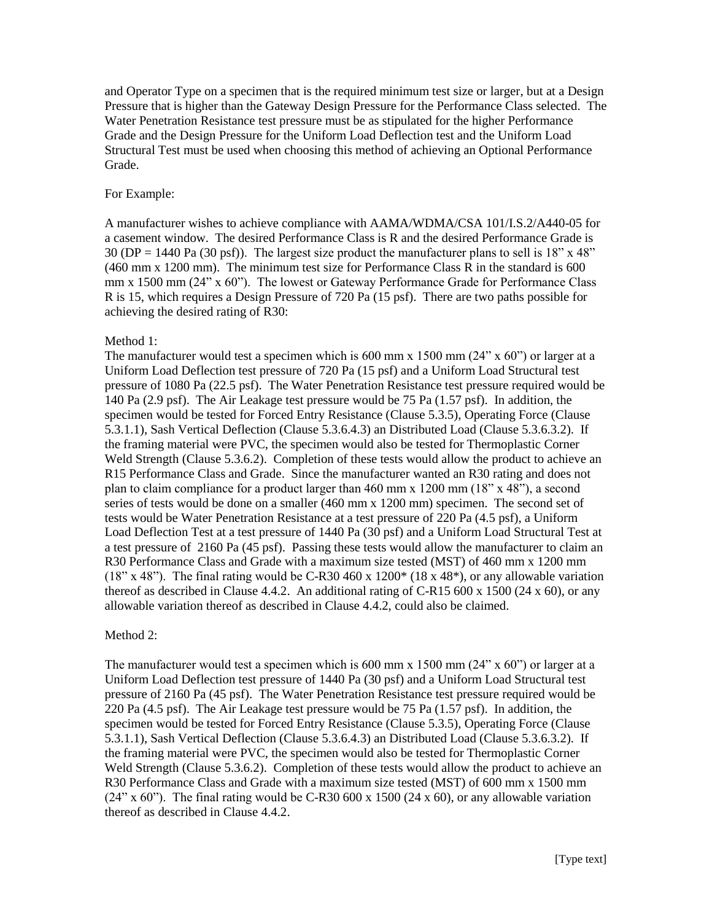and Operator Type on a specimen that is the required minimum test size or larger, but at a Design Pressure that is higher than the Gateway Design Pressure for the Performance Class selected. The Water Penetration Resistance test pressure must be as stipulated for the higher Performance Grade and the Design Pressure for the Uniform Load Deflection test and the Uniform Load Structural Test must be used when choosing this method of achieving an Optional Performance Grade.

For Example:

A manufacturer wishes to achieve compliance with AAMA/WDMA/CSA 101/I.S.2/A440-05 for a casement window. The desired Performance Class is R and the desired Performance Grade is 30 (DP = 1440 Pa (30 psf)). The largest size product the manufacturer plans to sell is 18" x 48" (460 mm x 1200 mm). The minimum test size for Performance Class R in the standard is 600 mm x 1500 mm (24" x 60"). The lowest or Gateway Performance Grade for Performance Class R is 15, which requires a Design Pressure of 720 Pa (15 psf). There are two paths possible for achieving the desired rating of R30:

Method 1:
The manufacturer would test a specimen which is 600 mm x 1500 mm (24" x 60") or larger at a Uniform Load Deflection test pressure of 720 Pa (15 psf) and a Uniform Load Structural test pressure of 1080 Pa (22.5 psf). The Water Penetration Resistance test pressure required would be 140 Pa (2.9 psf). The Air Leakage test pressure would be 75 Pa (1.57 psf). In addition, the specimen would be tested for Forced Entry Resistance (Clause 5.3.5), Operating Force (Clause 5.3.1.1), Sash Vertical Deflection (Clause 5.3.6.4.3) an Distributed Load (Clause 5.3.6.3.2). If the framing material were PVC, the specimen would also be tested for Thermoplastic Corner Weld Strength (Clause 5.3.6.2). Completion of these tests would allow the product to achieve an R15 Performance Class and Grade. Since the manufacturer wanted an R30 rating and does not plan to claim compliance for a product larger than 460 mm x 1200 mm (18" x 48"), a second series of tests would be done on a smaller (460 mm x 1200 mm) specimen. The second set of tests would be Water Penetration Resistance at a test pressure of 220 Pa (4.5 psf), a Uniform Load Deflection Test at a test pressure of 1440 Pa (30 psf) and a Uniform Load Structural Test at a test pressure of 2160 Pa (45 psf). Passing these tests would allow the manufacturer to claim an R30 Performance Class and Grade with a maximum size tested (MST) of 460 mm x 1200 mm (18" x 48"). The final rating would be C-R30 460 x 1200* (18 x 48*), or any allowable variation thereof as described in Clause 4.4.2. An additional rating of C-R15 600 x 1500 (24 x 60), or any allowable variation thereof as described in Clause 4.4.2, could also be claimed.

Method 2:

The manufacturer would test a specimen which is 600 mm x 1500 mm (24" x 60") or larger at a Uniform Load Deflection test pressure of 1440 Pa (30 psf) and a Uniform Load Structural test pressure of 2160 Pa (45 psf). The Water Penetration Resistance test pressure required would be 220 Pa (4.5 psf). The Air Leakage test pressure would be 75 Pa (1.57 psf). In addition, the specimen would be tested for Forced Entry Resistance (Clause 5.3.5), Operating Force (Clause 5.3.1.1), Sash Vertical Deflection (Clause 5.3.6.4.3) an Distributed Load (Clause 5.3.6.3.2). If the framing material were PVC, the specimen would also be tested for Thermoplastic Corner Weld Strength (Clause 5.3.6.2). Completion of these tests would allow the product to achieve an R30 Performance Class and Grade with a maximum size tested (MST) of 600 mm x 1500 mm (24" x 60"). The final rating would be C-R30 600 x 1500 (24 x 60), or any allowable variation thereof as described in Clause 4.4.2.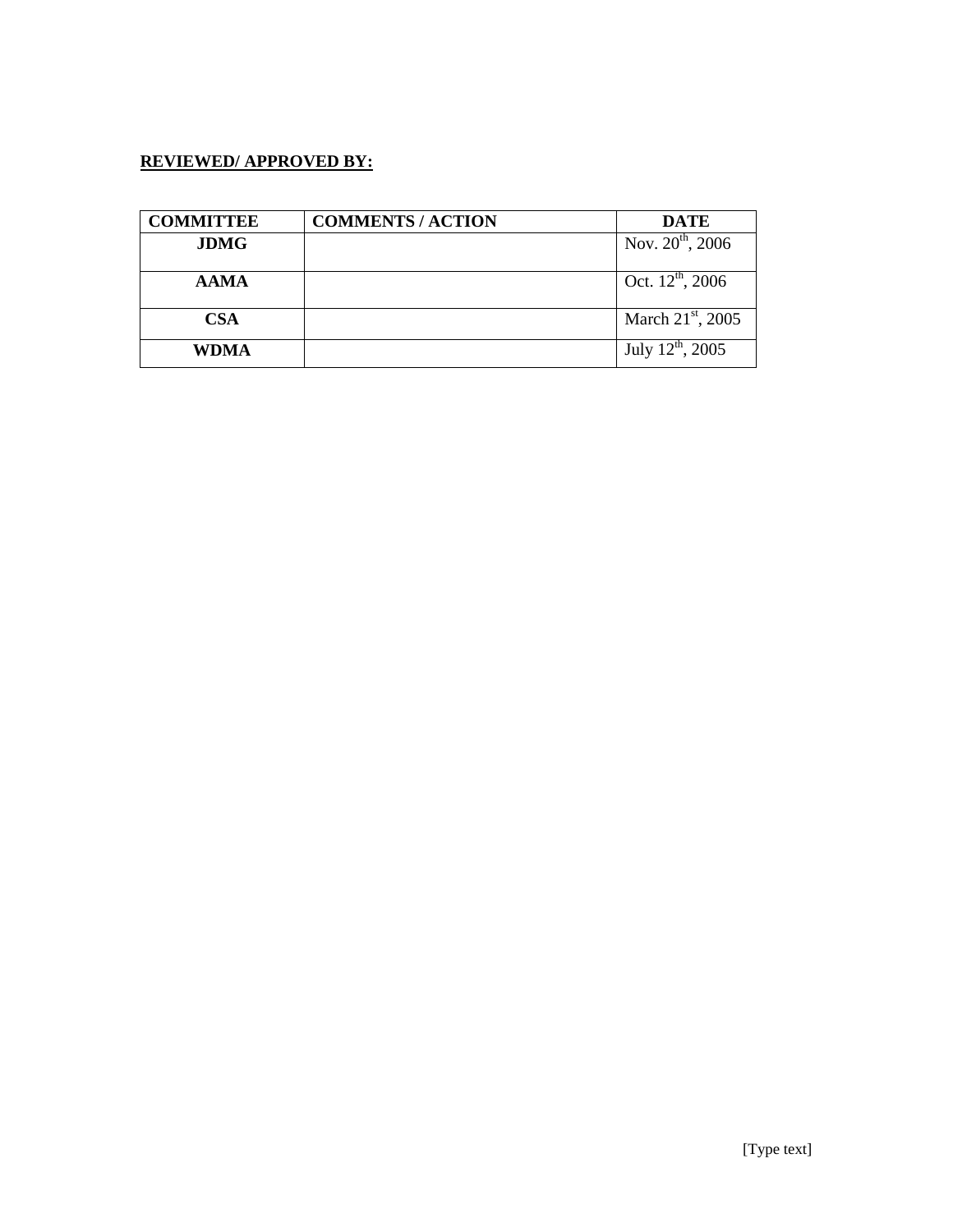**REVIEWED/ APPROVED BY:**

| COMMITTEE | COMMENTS / ACTION | DATE |
|---|---|---|
| **JDMG** | | Nov. 20th, 2006 |
| **AAMA** | | Oct. 12th, 2006 |
| **CSA** | | March 21st, 2005 |
| **WDMA** | | July 12th, 2005 |